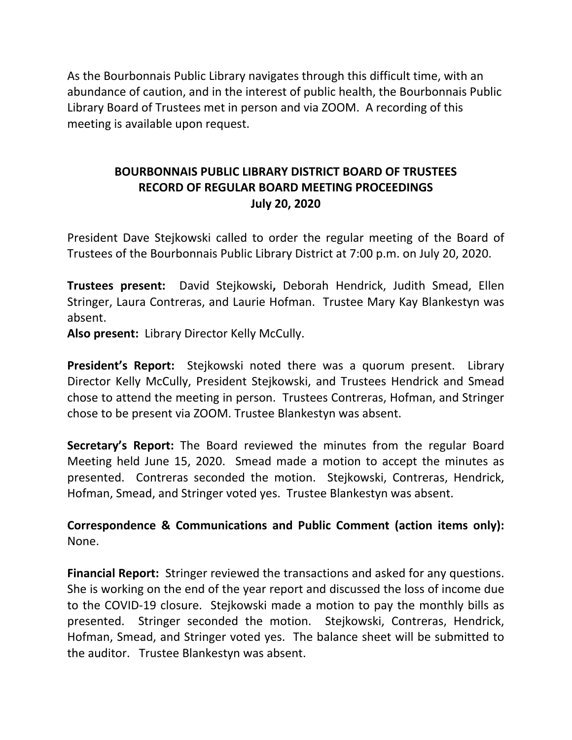As the Bourbonnais Public Library navigates through this difficult time, with an abundance of caution, and in the interest of public health, the Bourbonnais Public Library Board of Trustees met in person and via ZOOM. A recording of this meeting is available upon request.

# BOURBONNAIS PUBLIC LIBRARY DISTRICT BOARD OF TRUSTEES
## RECORD OF REGULAR BOARD MEETING PROCEEDINGS
## July 20, 2020

President Dave Stejkowski called to order the regular meeting of the Board of Trustees of the Bourbonnais Public Library District at 7:00 p.m. on July 20, 2020.

**Trustees present:** David Stejkowski**,** Deborah Hendrick, Judith Smead, Ellen Stringer, Laura Contreras, and Laurie Hofman. Trustee Mary Kay Blankestyn was absent.
**Also present:** Library Director Kelly McCully.

**President's Report:** Stejkowski noted there was a quorum present. Library Director Kelly McCully, President Stejkowski, and Trustees Hendrick and Smead chose to attend the meeting in person. Trustees Contreras, Hofman, and Stringer chose to be present via ZOOM. Trustee Blankestyn was absent.

**Secretary's Report:** The Board reviewed the minutes from the regular Board Meeting held June 15, 2020. Smead made a motion to accept the minutes as presented. Contreras seconded the motion. Stejkowski, Contreras, Hendrick, Hofman, Smead, and Stringer voted yes. Trustee Blankestyn was absent.

**Correspondence & Communications and Public Comment (action items only):** None.

**Financial Report:** Stringer reviewed the transactions and asked for any questions. She is working on the end of the year report and discussed the loss of income due to the COVID-19 closure. Stejkowski made a motion to pay the monthly bills as presented. Stringer seconded the motion. Stejkowski, Contreras, Hendrick, Hofman, Smead, and Stringer voted yes. The balance sheet will be submitted to the auditor. Trustee Blankestyn was absent.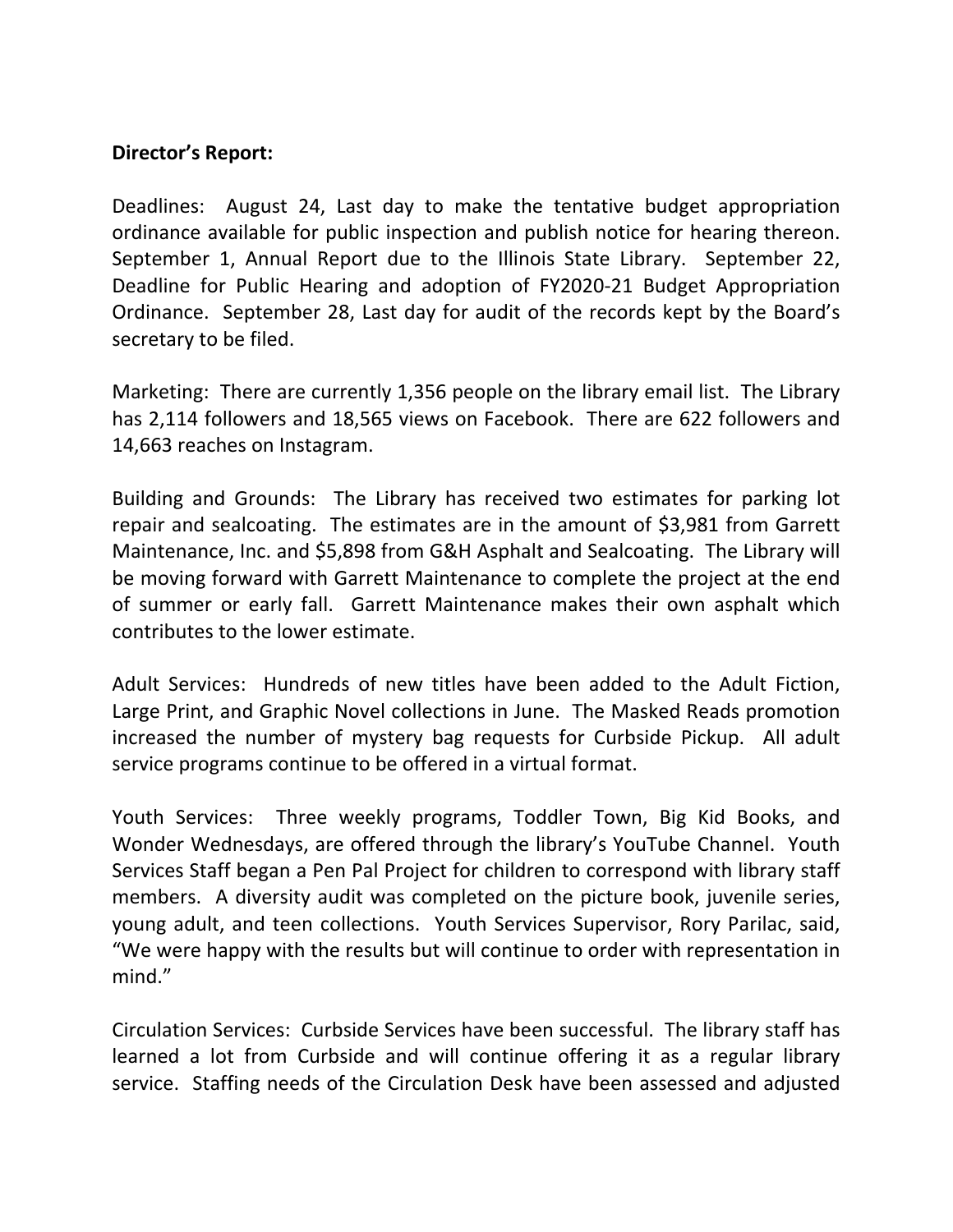**Director's Report:**

Deadlines: August 24, Last day to make the tentative budget appropriation ordinance available for public inspection and publish notice for hearing thereon. September 1, Annual Report due to the Illinois State Library. September 22, Deadline for Public Hearing and adoption of FY2020-21 Budget Appropriation Ordinance. September 28, Last day for audit of the records kept by the Board's secretary to be filed.

Marketing: There are currently 1,356 people on the library email list. The Library has 2,114 followers and 18,565 views on Facebook. There are 622 followers and 14,663 reaches on Instagram.

Building and Grounds: The Library has received two estimates for parking lot repair and sealcoating. The estimates are in the amount of $3,981 from Garrett Maintenance, Inc. and $5,898 from G&H Asphalt and Sealcoating. The Library will be moving forward with Garrett Maintenance to complete the project at the end of summer or early fall. Garrett Maintenance makes their own asphalt which contributes to the lower estimate.

Adult Services: Hundreds of new titles have been added to the Adult Fiction, Large Print, and Graphic Novel collections in June. The Masked Reads promotion increased the number of mystery bag requests for Curbside Pickup. All adult service programs continue to be offered in a virtual format.

Youth Services: Three weekly programs, Toddler Town, Big Kid Books, and Wonder Wednesdays, are offered through the library's YouTube Channel. Youth Services Staff began a Pen Pal Project for children to correspond with library staff members. A diversity audit was completed on the picture book, juvenile series, young adult, and teen collections. Youth Services Supervisor, Rory Parilac, said, "We were happy with the results but will continue to order with representation in mind."

Circulation Services: Curbside Services have been successful. The library staff has learned a lot from Curbside and will continue offering it as a regular library service. Staffing needs of the Circulation Desk have been assessed and adjusted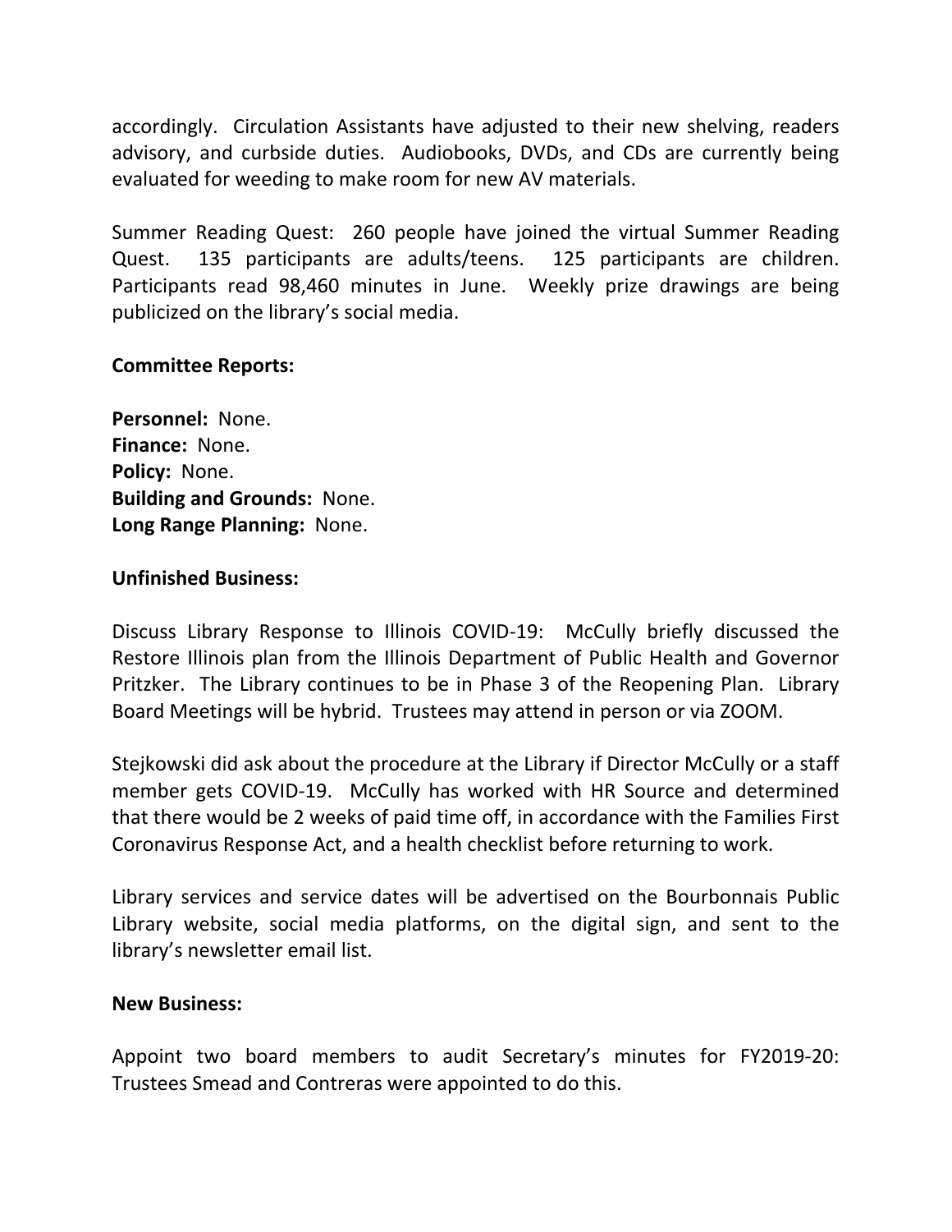accordingly. Circulation Assistants have adjusted to their new shelving, readers advisory, and curbside duties. Audiobooks, DVDs, and CDs are currently being evaluated for weeding to make room for new AV materials.

Summer Reading Quest: 260 people have joined the virtual Summer Reading Quest. 135 participants are adults/teens. 125 participants are children. Participants read 98,460 minutes in June. Weekly prize drawings are being publicized on the library's social media.

**Committee Reports:**

**Personnel:** None.
**Finance:** None.
**Policy:** None.
**Building and Grounds:** None.
**Long Range Planning:** None.

**Unfinished Business:**

Discuss Library Response to Illinois COVID-19: McCully briefly discussed the Restore Illinois plan from the Illinois Department of Public Health and Governor Pritzker. The Library continues to be in Phase 3 of the Reopening Plan. Library Board Meetings will be hybrid. Trustees may attend in person or via ZOOM.

Stejkowski did ask about the procedure at the Library if Director McCully or a staff member gets COVID-19. McCully has worked with HR Source and determined that there would be 2 weeks of paid time off, in accordance with the Families First Coronavirus Response Act, and a health checklist before returning to work.

Library services and service dates will be advertised on the Bourbonnais Public Library website, social media platforms, on the digital sign, and sent to the library's newsletter email list.

**New Business:**

Appoint two board members to audit Secretary's minutes for FY2019-20: Trustees Smead and Contreras were appointed to do this.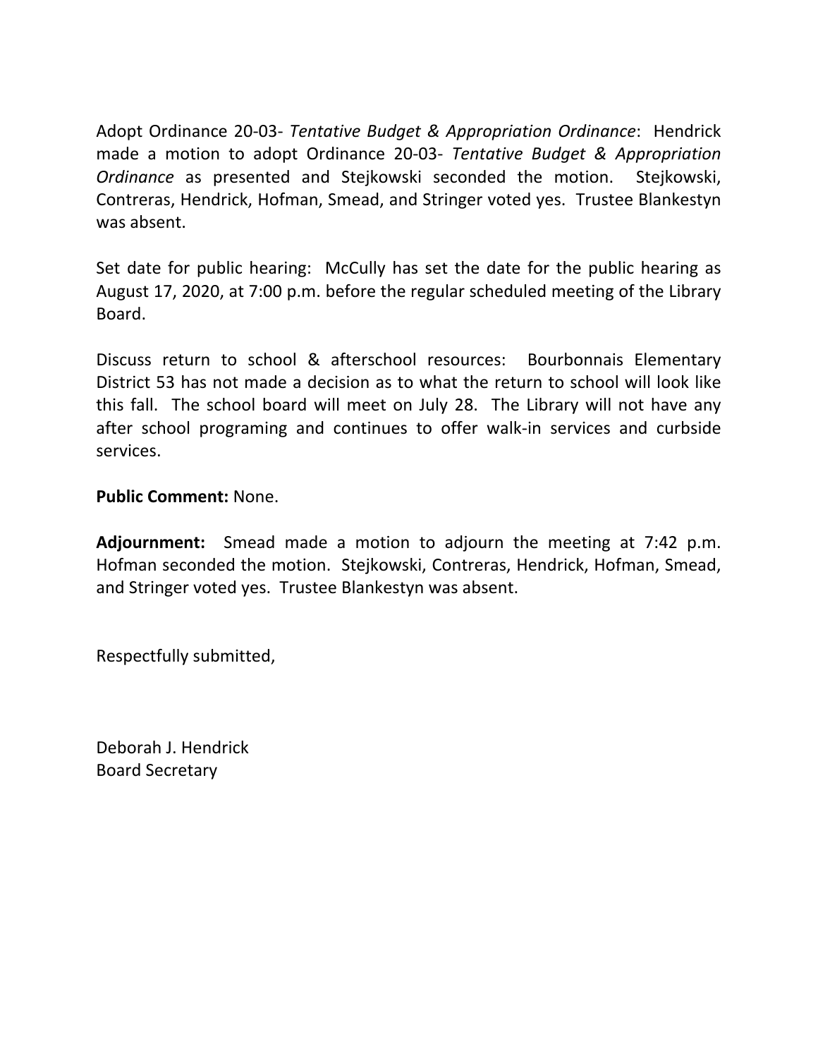Adopt Ordinance 20-03- *Tentative Budget & Appropriation Ordinance*: Hendrick made a motion to adopt Ordinance 20-03- *Tentative Budget & Appropriation Ordinance* as presented and Stejkowski seconded the motion. Stejkowski, Contreras, Hendrick, Hofman, Smead, and Stringer voted yes. Trustee Blankestyn was absent.

Set date for public hearing: McCully has set the date for the public hearing as August 17, 2020, at 7:00 p.m. before the regular scheduled meeting of the Library Board.

Discuss return to school & afterschool resources: Bourbonnais Elementary District 53 has not made a decision as to what the return to school will look like this fall. The school board will meet on July 28. The Library will not have any after school programing and continues to offer walk-in services and curbside services.

**Public Comment:** None.

**Adjournment:** Smead made a motion to adjourn the meeting at 7:42 p.m. Hofman seconded the motion. Stejkowski, Contreras, Hendrick, Hofman, Smead, and Stringer voted yes. Trustee Blankestyn was absent.

Respectfully submitted,

Deborah J. Hendrick
Board Secretary